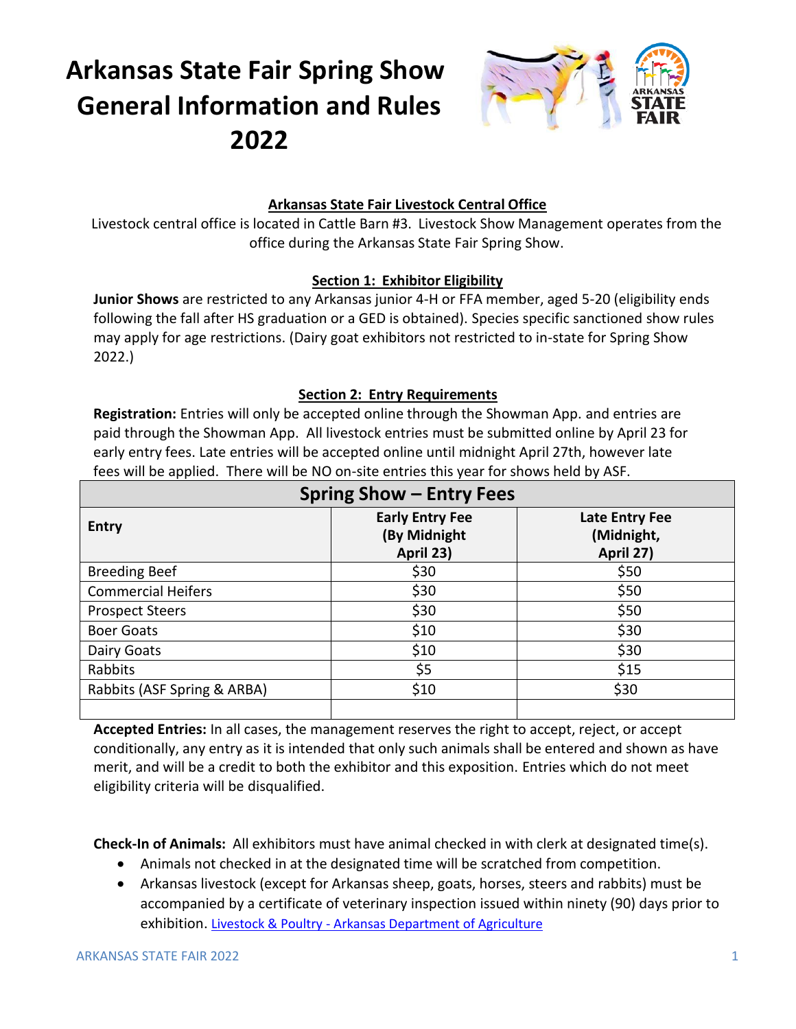# Arkansas State Fair Spring Show General Information and Rules 2022

**Arkansas State Fair Livestock Central Office**

Livestock central office is located in Cattle Barn #3. Livestock Show Management operates from the office during the Arkansas State Fair Spring Show.

## Section 1: Exhibitor Eligibility

**Junior Shows** are restricted to any Arkansas junior 4-H or FFA member, aged 5-20 (eligibility ends following the fall after HS graduation or a GED is obtained). Species specific sanctioned show rules may apply for age restrictions. (Dairy goat exhibitors not restricted to in-state for Spring Show 2022.)

## Section 2: Entry Requirements

**Registration:** Entries will only be accepted online through the Showman App. and entries are paid through the Showman App. All livestock entries must be submitted online by April 23 for early entry fees. Late entries will be accepted online until midnight April 27th, however late fees will be applied. There will be NO on-site entries this year for shows held by ASF.

| Spring Show – Entry Fees | | |
|---|---|---|
| **Entry** | **Early Entry Fee (By Midnight April 23)** | **Late Entry Fee (Midnight, April 27)** |
| Breeding Beef | $30 | $50 |
| Commercial Heifers | $30 | $50 |
| Prospect Steers | $30 | $50 |
| Boer Goats | $10 | $30 |
| Dairy Goats | $10 | $30 |
| Rabbits | $5 | $15 |
| Rabbits (ASF Spring & ARBA) | $10 | $30 |
| | | |

**Accepted Entries:** In all cases, the management reserves the right to accept, reject, or accept conditionally, any entry as it is intended that only such animals shall be entered and shown as have merit, and will be a credit to both the exhibitor and this exposition. Entries which do not meet eligibility criteria will be disqualified.

**Check-In of Animals:** All exhibitors must have animal checked in with clerk at designated time(s).

- Animals not checked in at the designated time will be scratched from competition.
- Arkansas livestock (except for Arkansas sheep, goats, horses, steers and rabbits) must be accompanied by a certificate of veterinary inspection issued within ninety (90) days prior to exhibition. Livestock & Poultry - Arkansas Department of Agriculture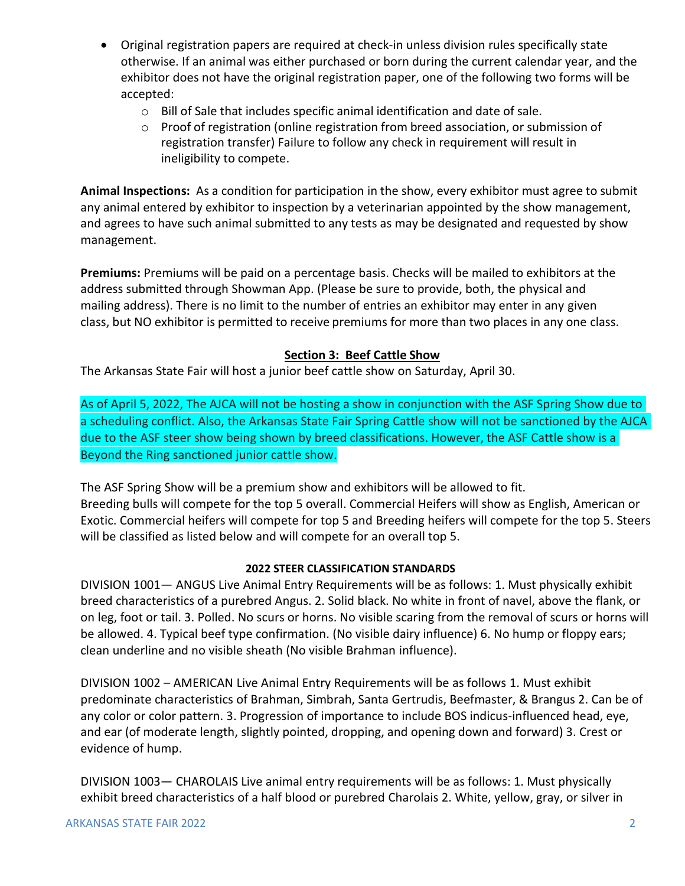- Original registration papers are required at check-in unless division rules specifically state otherwise. If an animal was either purchased or born during the current calendar year, and the exhibitor does not have the original registration paper, one of the following two forms will be accepted:
    - Bill of Sale that includes specific animal identification and date of sale.
    - Proof of registration (online registration from breed association, or submission of registration transfer) Failure to follow any check in requirement will result in ineligibility to compete.

**Animal Inspections:** As a condition for participation in the show, every exhibitor must agree to submit any animal entered by exhibitor to inspection by a veterinarian appointed by the show management, and agrees to have such animal submitted to any tests as may be designated and requested by show management.

**Premiums:** Premiums will be paid on a percentage basis. Checks will be mailed to exhibitors at the address submitted through Showman App. (Please be sure to provide, both, the physical and mailing address). There is no limit to the number of entries an exhibitor may enter in any given class, but NO exhibitor is permitted to receive premiums for more than two places in any one class.

## Section 3: Beef Cattle Show

The Arkansas State Fair will host a junior beef cattle show on Saturday, April 30.

As of April 5, 2022, The AJCA will not be hosting a show in conjunction with the ASF Spring Show due to a scheduling conflict. Also, the Arkansas State Fair Spring Cattle show will not be sanctioned by the AJCA due to the ASF steer show being shown by breed classifications. However, the ASF Cattle show is a Beyond the Ring sanctioned junior cattle show.

The ASF Spring Show will be a premium show and exhibitors will be allowed to fit.
Breeding bulls will compete for the top 5 overall. Commercial Heifers will show as English, American or Exotic. Commercial heifers will compete for top 5 and Breeding heifers will compete for the top 5. Steers will be classified as listed below and will compete for an overall top 5.

### 2022 STEER CLASSIFICATION STANDARDS

DIVISION 1001— ANGUS Live Animal Entry Requirements will be as follows: 1. Must physically exhibit breed characteristics of a purebred Angus. 2. Solid black. No white in front of navel, above the flank, or on leg, foot or tail. 3. Polled. No scurs or horns. No visible scaring from the removal of scurs or horns will be allowed. 4. Typical beef type confirmation. (No visible dairy influence) 6. No hump or floppy ears; clean underline and no visible sheath (No visible Brahman influence).

DIVISION 1002 – AMERICAN Live Animal Entry Requirements will be as follows 1. Must exhibit predominate characteristics of Brahman, Simbrah, Santa Gertrudis, Beefmaster, & Brangus 2. Can be of any color or color pattern. 3. Progression of importance to include BOS indicus-influenced head, eye, and ear (of moderate length, slightly pointed, dropping, and opening down and forward) 3. Crest or evidence of hump.

DIVISION 1003— CHAROLAIS Live animal entry requirements will be as follows: 1. Must physically exhibit breed characteristics of a half blood or purebred Charolais 2. White, yellow, gray, or silver in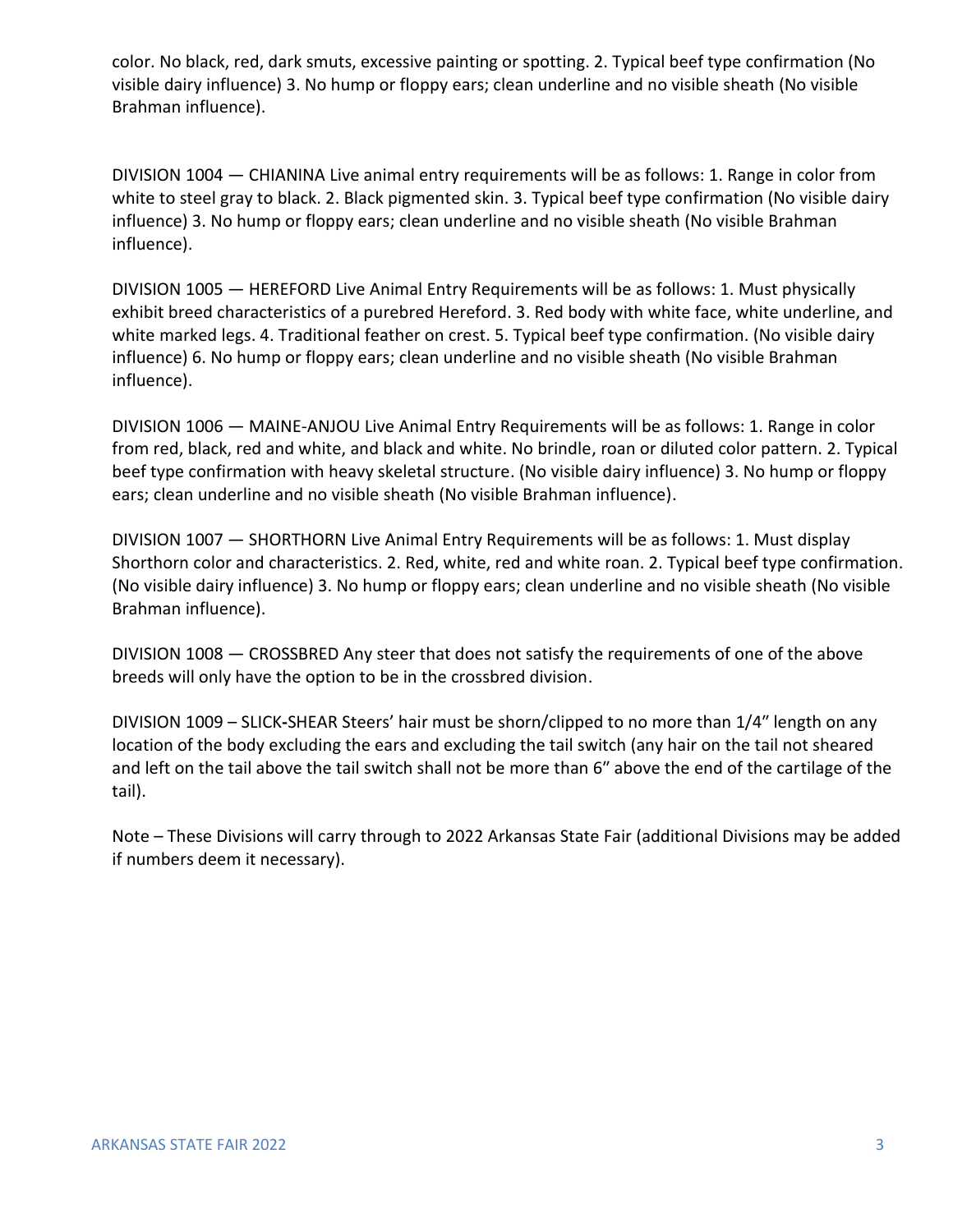color. No black, red, dark smuts, excessive painting or spotting. 2. Typical beef type confirmation (No visible dairy influence) 3. No hump or floppy ears; clean underline and no visible sheath (No visible Brahman influence).

DIVISION 1004 — CHIANINA Live animal entry requirements will be as follows: 1. Range in color from white to steel gray to black. 2. Black pigmented skin. 3. Typical beef type confirmation (No visible dairy influence) 3. No hump or floppy ears; clean underline and no visible sheath (No visible Brahman influence).

DIVISION 1005 — HEREFORD Live Animal Entry Requirements will be as follows: 1. Must physically exhibit breed characteristics of a purebred Hereford. 3. Red body with white face, white underline, and white marked legs. 4. Traditional feather on crest. 5. Typical beef type confirmation. (No visible dairy influence) 6. No hump or floppy ears; clean underline and no visible sheath (No visible Brahman influence).

DIVISION 1006 — MAINE-ANJOU Live Animal Entry Requirements will be as follows: 1. Range in color from red, black, red and white, and black and white. No brindle, roan or diluted color pattern. 2. Typical beef type confirmation with heavy skeletal structure. (No visible dairy influence) 3. No hump or floppy ears; clean underline and no visible sheath (No visible Brahman influence).

DIVISION 1007 — SHORTHORN Live Animal Entry Requirements will be as follows: 1. Must display Shorthorn color and characteristics. 2. Red, white, red and white roan. 2. Typical beef type confirmation. (No visible dairy influence) 3. No hump or floppy ears; clean underline and no visible sheath (No visible Brahman influence).

DIVISION 1008 — CROSSBRED Any steer that does not satisfy the requirements of one of the above breeds will only have the option to be in the crossbred division.

DIVISION 1009 – SLICK-SHEAR Steers' hair must be shorn/clipped to no more than 1/4" length on any location of the body excluding the ears and excluding the tail switch (any hair on the tail not sheared and left on the tail above the tail switch shall not be more than 6" above the end of the cartilage of the tail).

Note – These Divisions will carry through to 2022 Arkansas State Fair (additional Divisions may be added if numbers deem it necessary).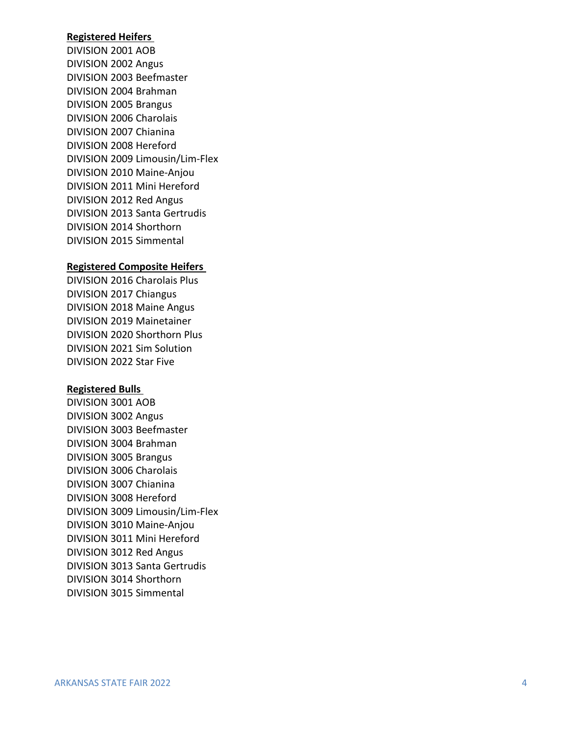**Registered Heifers**

DIVISION 2001 AOB
DIVISION 2002 Angus
DIVISION 2003 Beefmaster
DIVISION 2004 Brahman
DIVISION 2005 Brangus
DIVISION 2006 Charolais
DIVISION 2007 Chianina
DIVISION 2008 Hereford
DIVISION 2009 Limousin/Lim-Flex
DIVISION 2010 Maine-Anjou
DIVISION 2011 Mini Hereford
DIVISION 2012 Red Angus
DIVISION 2013 Santa Gertrudis
DIVISION 2014 Shorthorn
DIVISION 2015 Simmental

**Registered Composite Heifers**

DIVISION 2016 Charolais Plus
DIVISION 2017 Chiangus
DIVISION 2018 Maine Angus
DIVISION 2019 Mainetainer
DIVISION 2020 Shorthorn Plus
DIVISION 2021 Sim Solution
DIVISION 2022 Star Five

**Registered Bulls**

DIVISION 3001 AOB
DIVISION 3002 Angus
DIVISION 3003 Beefmaster
DIVISION 3004 Brahman
DIVISION 3005 Brangus
DIVISION 3006 Charolais
DIVISION 3007 Chianina
DIVISION 3008 Hereford
DIVISION 3009 Limousin/Lim-Flex
DIVISION 3010 Maine-Anjou
DIVISION 3011 Mini Hereford
DIVISION 3012 Red Angus
DIVISION 3013 Santa Gertrudis
DIVISION 3014 Shorthorn
DIVISION 3015 Simmental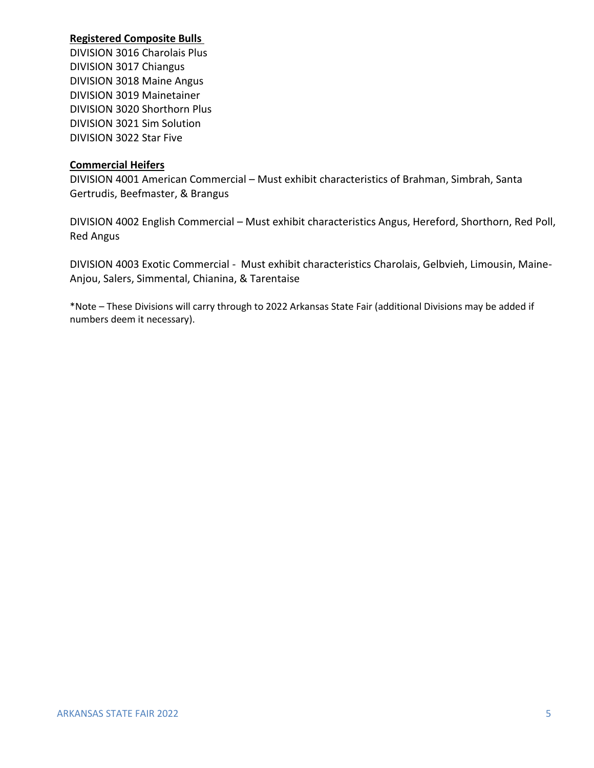**Registered Composite Bulls**

DIVISION 3016 Charolais Plus
DIVISION 3017 Chiangus
DIVISION 3018 Maine Angus
DIVISION 3019 Mainetainer
DIVISION 3020 Shorthorn Plus
DIVISION 3021 Sim Solution
DIVISION 3022 Star Five

**Commercial Heifers**

DIVISION 4001 American Commercial – Must exhibit characteristics of Brahman, Simbrah, Santa Gertrudis, Beefmaster, & Brangus

DIVISION 4002 English Commercial – Must exhibit characteristics Angus, Hereford, Shorthorn, Red Poll, Red Angus

DIVISION 4003 Exotic Commercial - Must exhibit characteristics Charolais, Gelbvieh, Limousin, Maine-Anjou, Salers, Simmental, Chianina, & Tarentaise

*Note – These Divisions will carry through to 2022 Arkansas State Fair (additional Divisions may be added if numbers deem it necessary).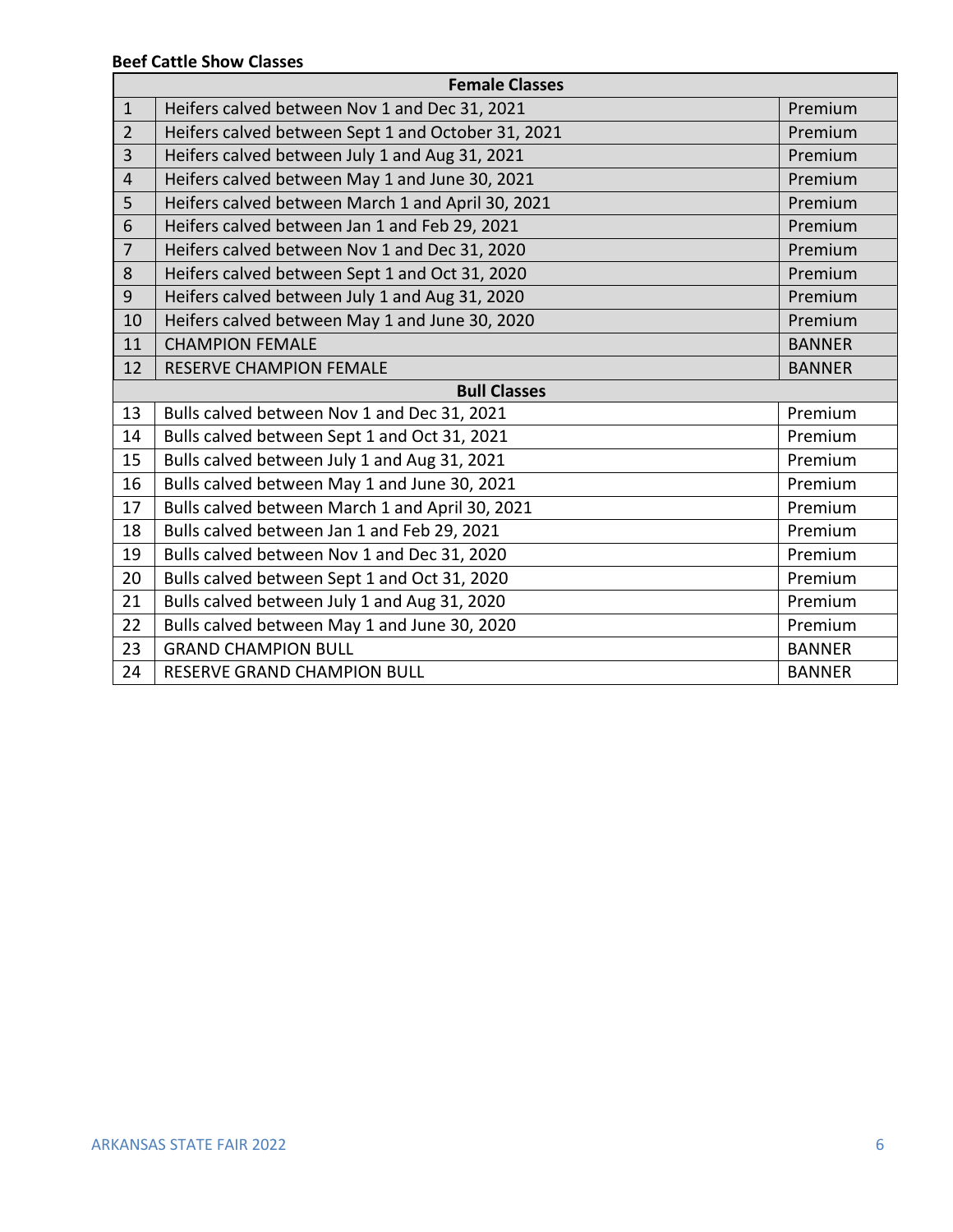**Beef Cattle Show Classes**

| Female Classes | | |
|---|---|---|
| 1 | Heifers calved between Nov 1 and Dec 31, 2021 | Premium |
| 2 | Heifers calved between Sept 1 and October 31, 2021 | Premium |
| 3 | Heifers calved between July 1 and Aug 31, 2021 | Premium |
| 4 | Heifers calved between May 1 and June 30, 2021 | Premium |
| 5 | Heifers calved between March 1 and April 30, 2021 | Premium |
| 6 | Heifers calved between Jan 1 and Feb 29, 2021 | Premium |
| 7 | Heifers calved between Nov 1 and Dec 31, 2020 | Premium |
| 8 | Heifers calved between Sept 1 and Oct 31, 2020 | Premium |
| 9 | Heifers calved between July 1 and Aug 31, 2020 | Premium |
| 10 | Heifers calved between May 1 and June 30, 2020 | Premium |
| 11 | CHAMPION FEMALE | BANNER |
| 12 | RESERVE CHAMPION FEMALE | BANNER |
| **Bull Classes** | | |
| 13 | Bulls calved between Nov 1 and Dec 31, 2021 | Premium |
| 14 | Bulls calved between Sept 1 and Oct 31, 2021 | Premium |
| 15 | Bulls calved between July 1 and Aug 31, 2021 | Premium |
| 16 | Bulls calved between May 1 and June 30, 2021 | Premium |
| 17 | Bulls calved between March 1 and April 30, 2021 | Premium |
| 18 | Bulls calved between Jan 1 and Feb 29, 2021 | Premium |
| 19 | Bulls calved between Nov 1 and Dec 31, 2020 | Premium |
| 20 | Bulls calved between Sept 1 and Oct 31, 2020 | Premium |
| 21 | Bulls calved between July 1 and Aug 31, 2020 | Premium |
| 22 | Bulls calved between May 1 and June 30, 2020 | Premium |
| 23 | GRAND CHAMPION BULL | BANNER |
| 24 | RESERVE GRAND CHAMPION BULL | BANNER |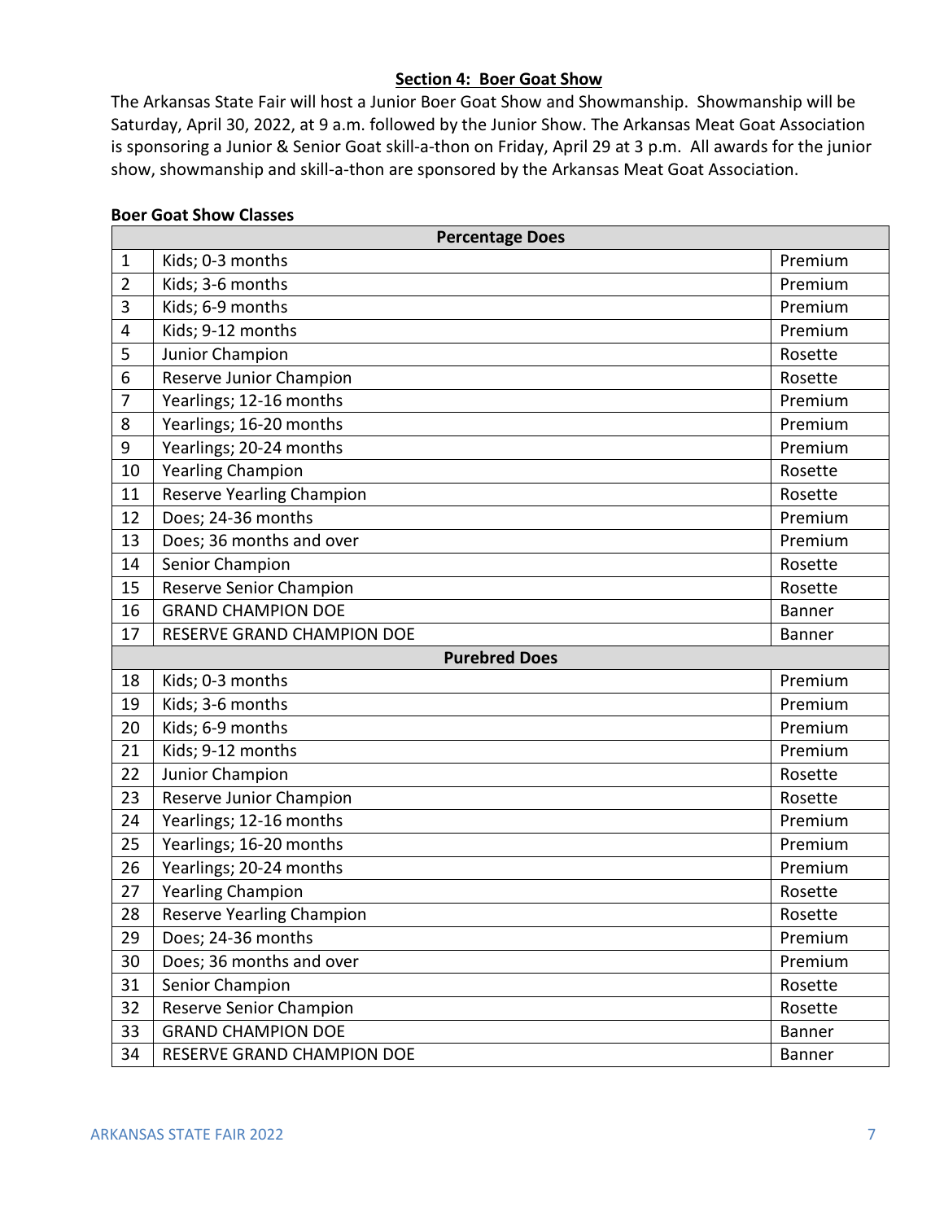## Section 4: Boer Goat Show

The Arkansas State Fair will host a Junior Boer Goat Show and Showmanship. Showmanship will be Saturday, April 30, 2022, at 9 a.m. followed by the Junior Show. The Arkansas Meat Goat Association is sponsoring a Junior & Senior Goat skill-a-thon on Friday, April 29 at 3 p.m. All awards for the junior show, showmanship and skill-a-thon are sponsored by the Arkansas Meat Goat Association.

**Boer Goat Show Classes**

| | Percentage Does | |
|---|---|---|
| 1 | Kids; 0-3 months | Premium |
| 2 | Kids; 3-6 months | Premium |
| 3 | Kids; 6-9 months | Premium |
| 4 | Kids; 9-12 months | Premium |
| 5 | Junior Champion | Rosette |
| 6 | Reserve Junior Champion | Rosette |
| 7 | Yearlings; 12-16 months | Premium |
| 8 | Yearlings; 16-20 months | Premium |
| 9 | Yearlings; 20-24 months | Premium |
| 10 | Yearling Champion | Rosette |
| 11 | Reserve Yearling Champion | Rosette |
| 12 | Does; 24-36 months | Premium |
| 13 | Does; 36 months and over | Premium |
| 14 | Senior Champion | Rosette |
| 15 | Reserve Senior Champion | Rosette |
| 16 | GRAND CHAMPION DOE | Banner |
| 17 | RESERVE GRAND CHAMPION DOE | Banner |
| | **Purebred Does** | |
| 18 | Kids; 0-3 months | Premium |
| 19 | Kids; 3-6 months | Premium |
| 20 | Kids; 6-9 months | Premium |
| 21 | Kids; 9-12 months | Premium |
| 22 | Junior Champion | Rosette |
| 23 | Reserve Junior Champion | Rosette |
| 24 | Yearlings; 12-16 months | Premium |
| 25 | Yearlings; 16-20 months | Premium |
| 26 | Yearlings; 20-24 months | Premium |
| 27 | Yearling Champion | Rosette |
| 28 | Reserve Yearling Champion | Rosette |
| 29 | Does; 24-36 months | Premium |
| 30 | Does; 36 months and over | Premium |
| 31 | Senior Champion | Rosette |
| 32 | Reserve Senior Champion | Rosette |
| 33 | GRAND CHAMPION DOE | Banner |
| 34 | RESERVE GRAND CHAMPION DOE | Banner |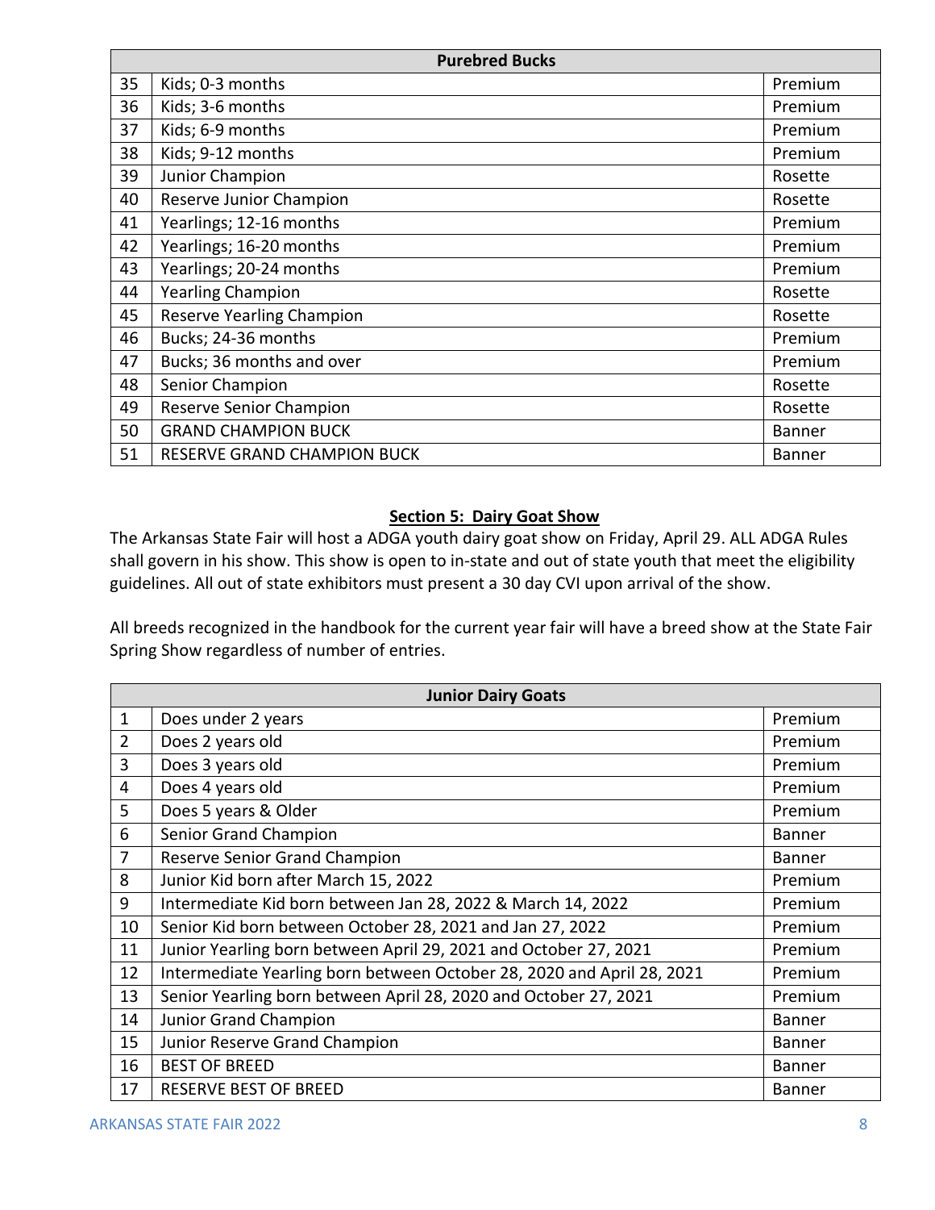| Purebred Bucks | | |
|---|---|---|
| 35 | Kids; 0-3 months | Premium |
| 36 | Kids; 3-6 months | Premium |
| 37 | Kids; 6-9 months | Premium |
| 38 | Kids; 9-12 months | Premium |
| 39 | Junior Champion | Rosette |
| 40 | Reserve Junior Champion | Rosette |
| 41 | Yearlings; 12-16 months | Premium |
| 42 | Yearlings; 16-20 months | Premium |
| 43 | Yearlings; 20-24 months | Premium |
| 44 | Yearling Champion | Rosette |
| 45 | Reserve Yearling Champion | Rosette |
| 46 | Bucks; 24-36 months | Premium |
| 47 | Bucks; 36 months and over | Premium |
| 48 | Senior Champion | Rosette |
| 49 | Reserve Senior Champion | Rosette |
| 50 | GRAND CHAMPION BUCK | Banner |
| 51 | RESERVE GRAND CHAMPION BUCK | Banner |

## Section 5: Dairy Goat Show

The Arkansas State Fair will host a ADGA youth dairy goat show on Friday, April 29. ALL ADGA Rules shall govern in his show. This show is open to in-state and out of state youth that meet the eligibility guidelines. All out of state exhibitors must present a 30 day CVI upon arrival of the show.

All breeds recognized in the handbook for the current year fair will have a breed show at the State Fair Spring Show regardless of number of entries.

| Junior Dairy Goats | | |
|---|---|---|
| 1 | Does under 2 years | Premium |
| 2 | Does 2 years old | Premium |
| 3 | Does 3 years old | Premium |
| 4 | Does 4 years old | Premium |
| 5 | Does 5 years & Older | Premium |
| 6 | Senior Grand Champion | Banner |
| 7 | Reserve Senior Grand Champion | Banner |
| 8 | Junior Kid born after March 15, 2022 | Premium |
| 9 | Intermediate Kid born between Jan 28, 2022 & March 14, 2022 | Premium |
| 10 | Senior Kid born between October 28, 2021 and Jan 27, 2022 | Premium |
| 11 | Junior Yearling born between April 29, 2021 and October 27, 2021 | Premium |
| 12 | Intermediate Yearling born between October 28, 2020 and April 28, 2021 | Premium |
| 13 | Senior Yearling born between April 28, 2020 and October 27, 2021 | Premium |
| 14 | Junior Grand Champion | Banner |
| 15 | Junior Reserve Grand Champion | Banner |
| 16 | BEST OF BREED | Banner |
| 17 | RESERVE BEST OF BREED | Banner |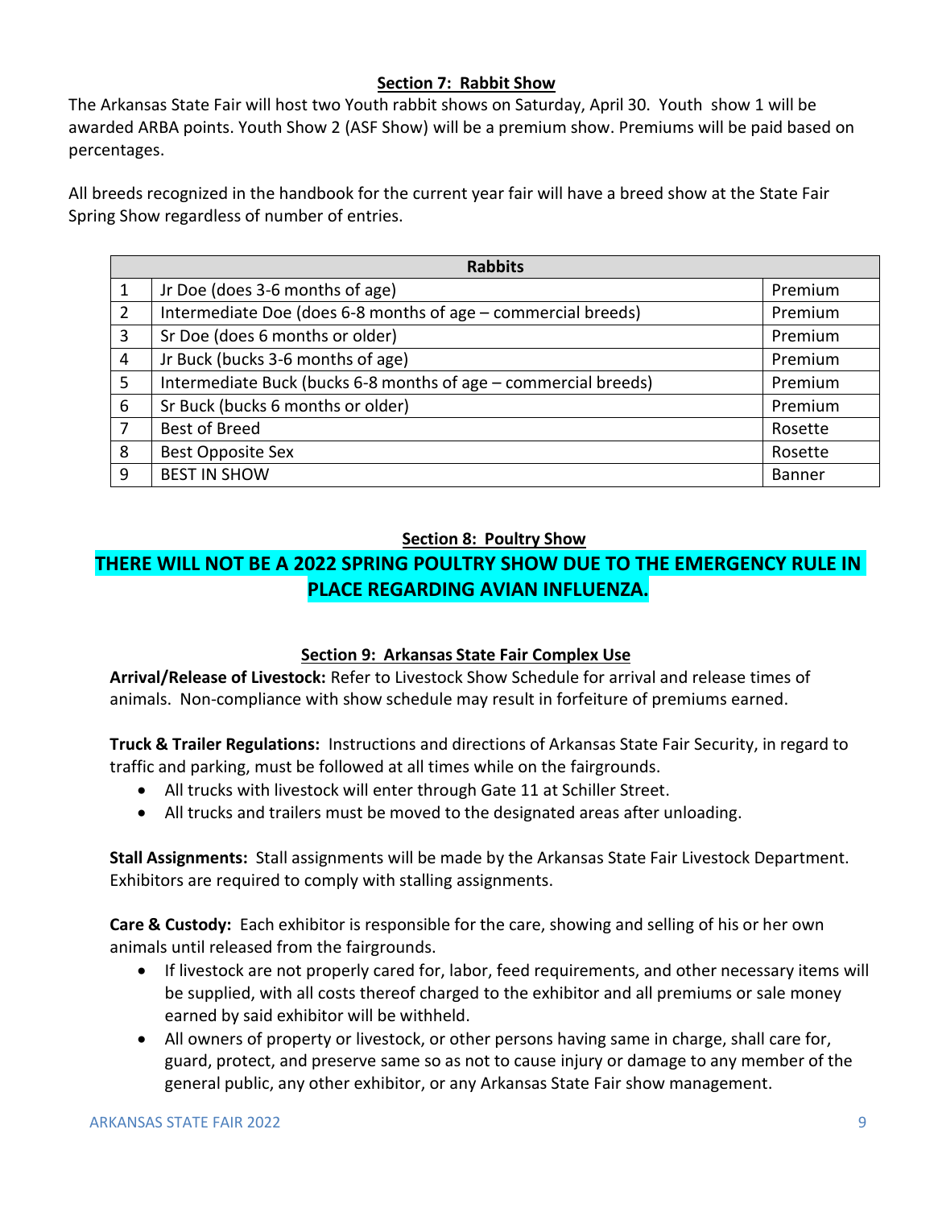## Section 7: Rabbit Show

The Arkansas State Fair will host two Youth rabbit shows on Saturday, April 30. Youth show 1 will be awarded ARBA points. Youth Show 2 (ASF Show) will be a premium show. Premiums will be paid based on percentages.

All breeds recognized in the handbook for the current year fair will have a breed show at the State Fair Spring Show regardless of number of entries.

| Rabbits | | |
|---|---|---|
| 1 | Jr Doe (does 3-6 months of age) | Premium |
| 2 | Intermediate Doe (does 6-8 months of age – commercial breeds) | Premium |
| 3 | Sr Doe (does 6 months or older) | Premium |
| 4 | Jr Buck (bucks 3-6 months of age) | Premium |
| 5 | Intermediate Buck (bucks 6-8 months of age – commercial breeds) | Premium |
| 6 | Sr Buck (bucks 6 months or older) | Premium |
| 7 | Best of Breed | Rosette |
| 8 | Best Opposite Sex | Rosette |
| 9 | BEST IN SHOW | Banner |

## Section 8: Poultry Show

**THERE WILL NOT BE A 2022 SPRING POULTRY SHOW DUE TO THE EMERGENCY RULE IN PLACE REGARDING AVIAN INFLUENZA.**

## Section 9: Arkansas State Fair Complex Use

**Arrival/Release of Livestock:** Refer to Livestock Show Schedule for arrival and release times of animals. Non-compliance with show schedule may result in forfeiture of premiums earned.

**Truck & Trailer Regulations:** Instructions and directions of Arkansas State Fair Security, in regard to traffic and parking, must be followed at all times while on the fairgrounds.

- All trucks with livestock will enter through Gate 11 at Schiller Street.
- All trucks and trailers must be moved to the designated areas after unloading.

**Stall Assignments:** Stall assignments will be made by the Arkansas State Fair Livestock Department. Exhibitors are required to comply with stalling assignments.

**Care & Custody:** Each exhibitor is responsible for the care, showing and selling of his or her own animals until released from the fairgrounds.

- If livestock are not properly cared for, labor, feed requirements, and other necessary items will be supplied, with all costs thereof charged to the exhibitor and all premiums or sale money earned by said exhibitor will be withheld.
- All owners of property or livestock, or other persons having same in charge, shall care for, guard, protect, and preserve same so as not to cause injury or damage to any member of the general public, any other exhibitor, or any Arkansas State Fair show management.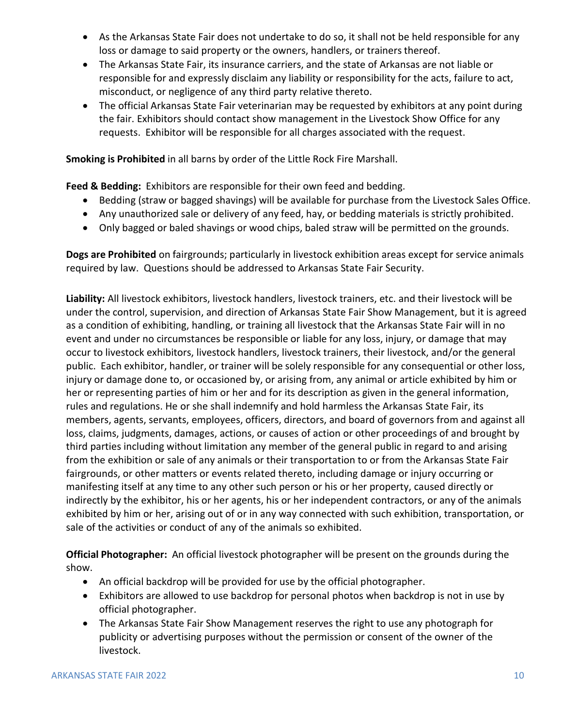- As the Arkansas State Fair does not undertake to do so, it shall not be held responsible for any loss or damage to said property or the owners, handlers, or trainers thereof.
- The Arkansas State Fair, its insurance carriers, and the state of Arkansas are not liable or responsible for and expressly disclaim any liability or responsibility for the acts, failure to act, misconduct, or negligence of any third party relative thereto.
- The official Arkansas State Fair veterinarian may be requested by exhibitors at any point during the fair. Exhibitors should contact show management in the Livestock Show Office for any requests. Exhibitor will be responsible for all charges associated with the request.

**Smoking is Prohibited** in all barns by order of the Little Rock Fire Marshall.

**Feed & Bedding:** Exhibitors are responsible for their own feed and bedding.

- Bedding (straw or bagged shavings) will be available for purchase from the Livestock Sales Office.
- Any unauthorized sale or delivery of any feed, hay, or bedding materials is strictly prohibited.
- Only bagged or baled shavings or wood chips, baled straw will be permitted on the grounds.

**Dogs are Prohibited** on fairgrounds; particularly in livestock exhibition areas except for service animals required by law. Questions should be addressed to Arkansas State Fair Security.

**Liability:** All livestock exhibitors, livestock handlers, livestock trainers, etc. and their livestock will be under the control, supervision, and direction of Arkansas State Fair Show Management, but it is agreed as a condition of exhibiting, handling, or training all livestock that the Arkansas State Fair will in no event and under no circumstances be responsible or liable for any loss, injury, or damage that may occur to livestock exhibitors, livestock handlers, livestock trainers, their livestock, and/or the general public. Each exhibitor, handler, or trainer will be solely responsible for any consequential or other loss, injury or damage done to, or occasioned by, or arising from, any animal or article exhibited by him or her or representing parties of him or her and for its description as given in the general information, rules and regulations. He or she shall indemnify and hold harmless the Arkansas State Fair, its members, agents, servants, employees, officers, directors, and board of governors from and against all loss, claims, judgments, damages, actions, or causes of action or other proceedings of and brought by third parties including without limitation any member of the general public in regard to and arising from the exhibition or sale of any animals or their transportation to or from the Arkansas State Fair fairgrounds, or other matters or events related thereto, including damage or injury occurring or manifesting itself at any time to any other such person or his or her property, caused directly or indirectly by the exhibitor, his or her agents, his or her independent contractors, or any of the animals exhibited by him or her, arising out of or in any way connected with such exhibition, transportation, or sale of the activities or conduct of any of the animals so exhibited.

**Official Photographer:** An official livestock photographer will be present on the grounds during the show.

- An official backdrop will be provided for use by the official photographer.
- Exhibitors are allowed to use backdrop for personal photos when backdrop is not in use by official photographer.
- The Arkansas State Fair Show Management reserves the right to use any photograph for publicity or advertising purposes without the permission or consent of the owner of the livestock.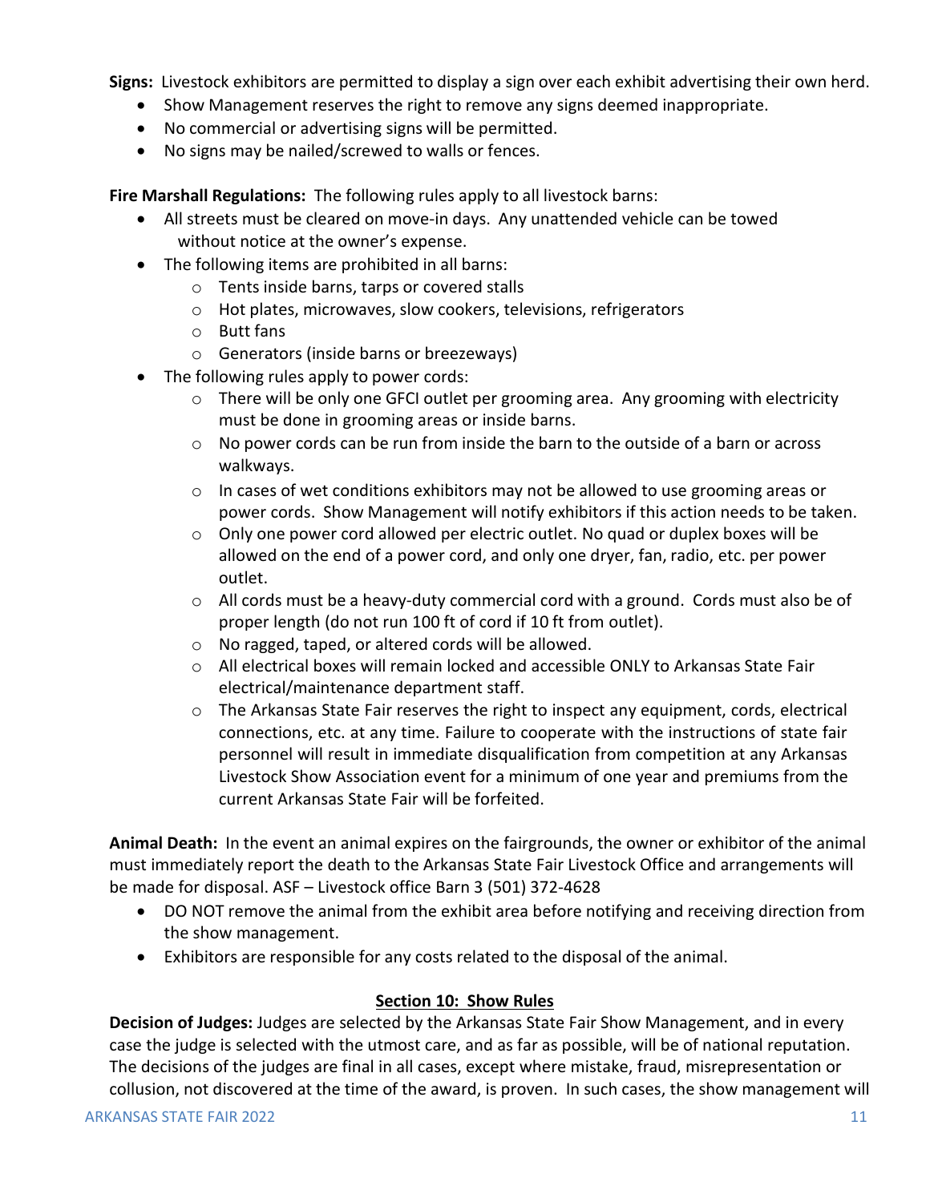**Signs:** Livestock exhibitors are permitted to display a sign over each exhibit advertising their own herd.

- Show Management reserves the right to remove any signs deemed inappropriate.
- No commercial or advertising signs will be permitted.
- No signs may be nailed/screwed to walls or fences.

**Fire Marshall Regulations:** The following rules apply to all livestock barns:

- All streets must be cleared on move-in days. Any unattended vehicle can be towed without notice at the owner's expense.
- The following items are prohibited in all barns:
    - Tents inside barns, tarps or covered stalls
    - Hot plates, microwaves, slow cookers, televisions, refrigerators
    - Butt fans
    - Generators (inside barns or breezeways)
- The following rules apply to power cords:
    - There will be only one GFCI outlet per grooming area. Any grooming with electricity must be done in grooming areas or inside barns.
    - No power cords can be run from inside the barn to the outside of a barn or across walkways.
    - In cases of wet conditions exhibitors may not be allowed to use grooming areas or power cords. Show Management will notify exhibitors if this action needs to be taken.
    - Only one power cord allowed per electric outlet. No quad or duplex boxes will be allowed on the end of a power cord, and only one dryer, fan, radio, etc. per power outlet.
    - All cords must be a heavy-duty commercial cord with a ground. Cords must also be of proper length (do not run 100 ft of cord if 10 ft from outlet).
    - No ragged, taped, or altered cords will be allowed.
    - All electrical boxes will remain locked and accessible ONLY to Arkansas State Fair electrical/maintenance department staff.
    - The Arkansas State Fair reserves the right to inspect any equipment, cords, electrical connections, etc. at any time. Failure to cooperate with the instructions of state fair personnel will result in immediate disqualification from competition at any Arkansas Livestock Show Association event for a minimum of one year and premiums from the current Arkansas State Fair will be forfeited.

**Animal Death:** In the event an animal expires on the fairgrounds, the owner or exhibitor of the animal must immediately report the death to the Arkansas State Fair Livestock Office and arrangements will be made for disposal. ASF – Livestock office Barn 3 (501) 372-4628

- DO NOT remove the animal from the exhibit area before notifying and receiving direction from the show management.
- Exhibitors are responsible for any costs related to the disposal of the animal.

## Section 10: Show Rules

**Decision of Judges:** Judges are selected by the Arkansas State Fair Show Management, and in every case the judge is selected with the utmost care, and as far as possible, will be of national reputation. The decisions of the judges are final in all cases, except where mistake, fraud, misrepresentation or collusion, not discovered at the time of the award, is proven. In such cases, the show management will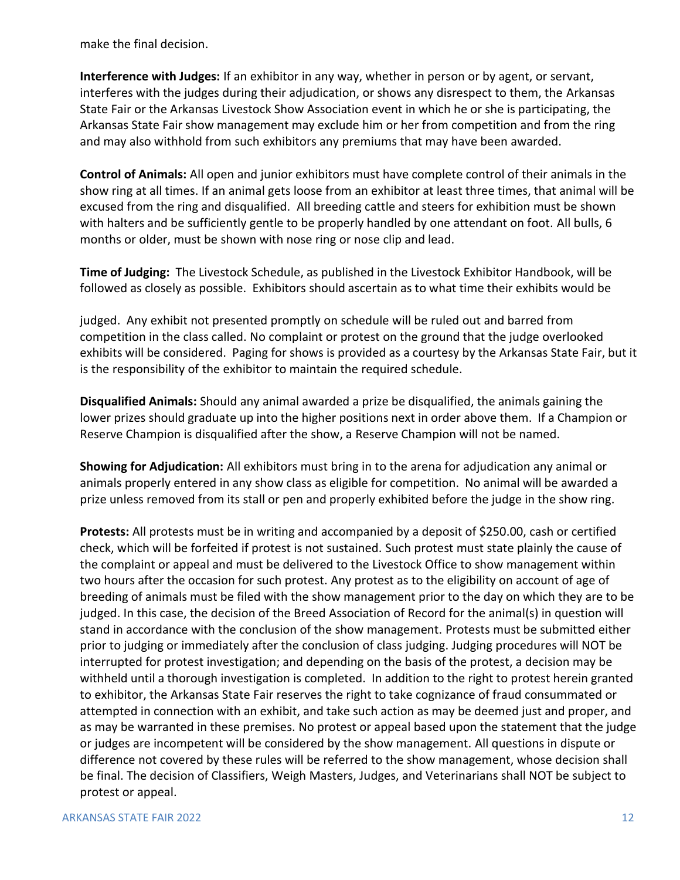make the final decision.

**Interference with Judges:** If an exhibitor in any way, whether in person or by agent, or servant, interferes with the judges during their adjudication, or shows any disrespect to them, the Arkansas State Fair or the Arkansas Livestock Show Association event in which he or she is participating, the Arkansas State Fair show management may exclude him or her from competition and from the ring and may also withhold from such exhibitors any premiums that may have been awarded.

**Control of Animals:** All open and junior exhibitors must have complete control of their animals in the show ring at all times. If an animal gets loose from an exhibitor at least three times, that animal will be excused from the ring and disqualified. All breeding cattle and steers for exhibition must be shown with halters and be sufficiently gentle to be properly handled by one attendant on foot. All bulls, 6 months or older, must be shown with nose ring or nose clip and lead.

**Time of Judging:** The Livestock Schedule, as published in the Livestock Exhibitor Handbook, will be followed as closely as possible. Exhibitors should ascertain as to what time their exhibits would be judged. Any exhibit not presented promptly on schedule will be ruled out and barred from competition in the class called. No complaint or protest on the ground that the judge overlooked exhibits will be considered. Paging for shows is provided as a courtesy by the Arkansas State Fair, but it is the responsibility of the exhibitor to maintain the required schedule.

**Disqualified Animals:** Should any animal awarded a prize be disqualified, the animals gaining the lower prizes should graduate up into the higher positions next in order above them. If a Champion or Reserve Champion is disqualified after the show, a Reserve Champion will not be named.

**Showing for Adjudication:** All exhibitors must bring in to the arena for adjudication any animal or animals properly entered in any show class as eligible for competition. No animal will be awarded a prize unless removed from its stall or pen and properly exhibited before the judge in the show ring.

**Protests:** All protests must be in writing and accompanied by a deposit of $250.00, cash or certified check, which will be forfeited if protest is not sustained. Such protest must state plainly the cause of the complaint or appeal and must be delivered to the Livestock Office to show management within two hours after the occasion for such protest. Any protest as to the eligibility on account of age of breeding of animals must be filed with the show management prior to the day on which they are to be judged. In this case, the decision of the Breed Association of Record for the animal(s) in question will stand in accordance with the conclusion of the show management. Protests must be submitted either prior to judging or immediately after the conclusion of class judging. Judging procedures will NOT be interrupted for protest investigation; and depending on the basis of the protest, a decision may be withheld until a thorough investigation is completed. In addition to the right to protest herein granted to exhibitor, the Arkansas State Fair reserves the right to take cognizance of fraud consummated or attempted in connection with an exhibit, and take such action as may be deemed just and proper, and as may be warranted in these premises. No protest or appeal based upon the statement that the judge or judges are incompetent will be considered by the show management. All questions in dispute or difference not covered by these rules will be referred to the show management, whose decision shall be final. The decision of Classifiers, Weigh Masters, Judges, and Veterinarians shall NOT be subject to protest or appeal.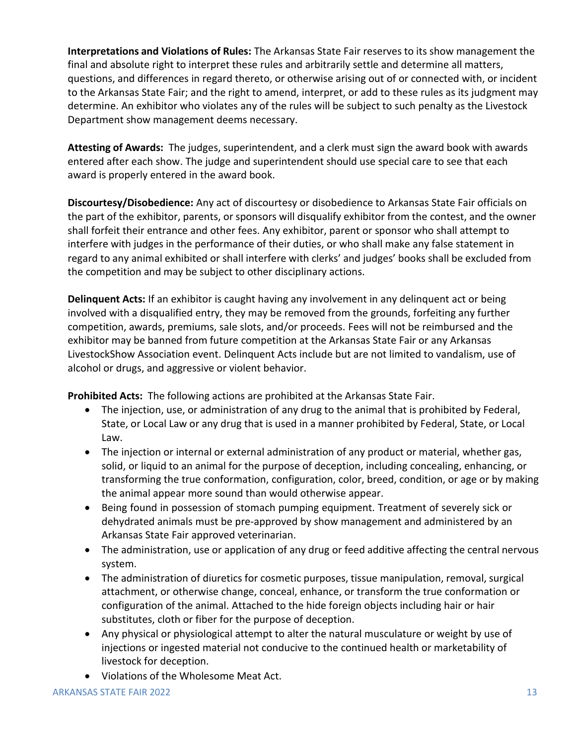**Interpretations and Violations of Rules:** The Arkansas State Fair reserves to its show management the final and absolute right to interpret these rules and arbitrarily settle and determine all matters, questions, and differences in regard thereto, or otherwise arising out of or connected with, or incident to the Arkansas State Fair; and the right to amend, interpret, or add to these rules as its judgment may determine. An exhibitor who violates any of the rules will be subject to such penalty as the Livestock Department show management deems necessary.

**Attesting of Awards:** The judges, superintendent, and a clerk must sign the award book with awards entered after each show. The judge and superintendent should use special care to see that each award is properly entered in the award book.

**Discourtesy/Disobedience:** Any act of discourtesy or disobedience to Arkansas State Fair officials on the part of the exhibitor, parents, or sponsors will disqualify exhibitor from the contest, and the owner shall forfeit their entrance and other fees. Any exhibitor, parent or sponsor who shall attempt to interfere with judges in the performance of their duties, or who shall make any false statement in regard to any animal exhibited or shall interfere with clerks' and judges' books shall be excluded from the competition and may be subject to other disciplinary actions.

**Delinquent Acts:** If an exhibitor is caught having any involvement in any delinquent act or being involved with a disqualified entry, they may be removed from the grounds, forfeiting any further competition, awards, premiums, sale slots, and/or proceeds. Fees will not be reimbursed and the exhibitor may be banned from future competition at the Arkansas State Fair or any Arkansas LivestockShow Association event. Delinquent Acts include but are not limited to vandalism, use of alcohol or drugs, and aggressive or violent behavior.

**Prohibited Acts:** The following actions are prohibited at the Arkansas State Fair.

- The injection, use, or administration of any drug to the animal that is prohibited by Federal, State, or Local Law or any drug that is used in a manner prohibited by Federal, State, or Local Law.
- The injection or internal or external administration of any product or material, whether gas, solid, or liquid to an animal for the purpose of deception, including concealing, enhancing, or transforming the true conformation, configuration, color, breed, condition, or age or by making the animal appear more sound than would otherwise appear.
- Being found in possession of stomach pumping equipment. Treatment of severely sick or dehydrated animals must be pre-approved by show management and administered by an Arkansas State Fair approved veterinarian.
- The administration, use or application of any drug or feed additive affecting the central nervous system.
- The administration of diuretics for cosmetic purposes, tissue manipulation, removal, surgical attachment, or otherwise change, conceal, enhance, or transform the true conformation or configuration of the animal. Attached to the hide foreign objects including hair or hair substitutes, cloth or fiber for the purpose of deception.
- Any physical or physiological attempt to alter the natural musculature or weight by use of injections or ingested material not conducive to the continued health or marketability of livestock for deception.
- Violations of the Wholesome Meat Act.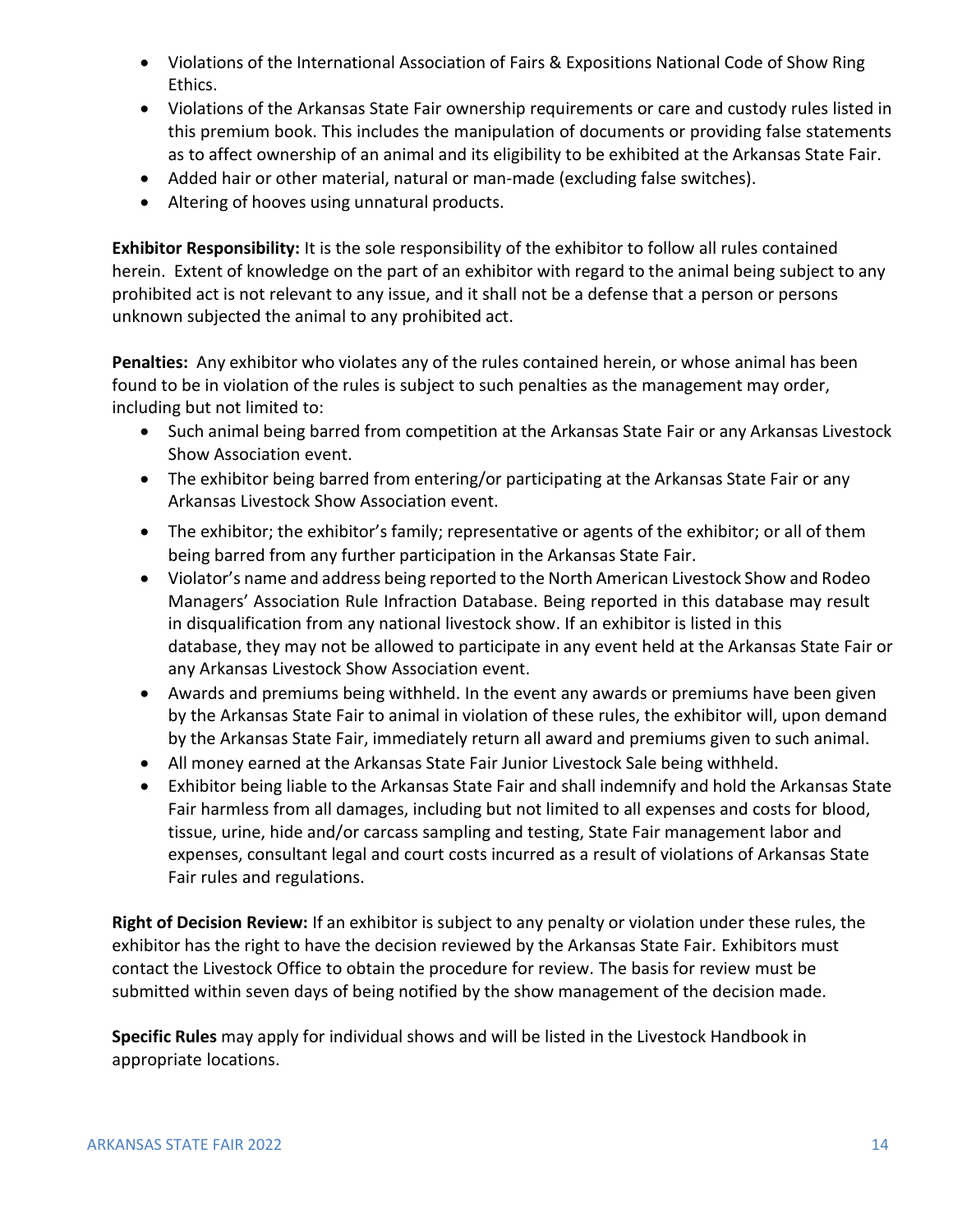- Violations of the International Association of Fairs & Expositions National Code of Show Ring Ethics.
- Violations of the Arkansas State Fair ownership requirements or care and custody rules listed in this premium book. This includes the manipulation of documents or providing false statements as to affect ownership of an animal and its eligibility to be exhibited at the Arkansas State Fair.
- Added hair or other material, natural or man-made (excluding false switches).
- Altering of hooves using unnatural products.

**Exhibitor Responsibility:** It is the sole responsibility of the exhibitor to follow all rules contained herein. Extent of knowledge on the part of an exhibitor with regard to the animal being subject to any prohibited act is not relevant to any issue, and it shall not be a defense that a person or persons unknown subjected the animal to any prohibited act.

**Penalties:** Any exhibitor who violates any of the rules contained herein, or whose animal has been found to be in violation of the rules is subject to such penalties as the management may order, including but not limited to:

- Such animal being barred from competition at the Arkansas State Fair or any Arkansas Livestock Show Association event.
- The exhibitor being barred from entering/or participating at the Arkansas State Fair or any Arkansas Livestock Show Association event.
- The exhibitor; the exhibitor's family; representative or agents of the exhibitor; or all of them being barred from any further participation in the Arkansas State Fair.
- Violator's name and address being reported to the North American Livestock Show and Rodeo Managers' Association Rule Infraction Database. Being reported in this database may result in disqualification from any national livestock show. If an exhibitor is listed in this database, they may not be allowed to participate in any event held at the Arkansas State Fair or any Arkansas Livestock Show Association event.
- Awards and premiums being withheld. In the event any awards or premiums have been given by the Arkansas State Fair to animal in violation of these rules, the exhibitor will, upon demand by the Arkansas State Fair, immediately return all award and premiums given to such animal.
- All money earned at the Arkansas State Fair Junior Livestock Sale being withheld.
- Exhibitor being liable to the Arkansas State Fair and shall indemnify and hold the Arkansas State Fair harmless from all damages, including but not limited to all expenses and costs for blood, tissue, urine, hide and/or carcass sampling and testing, State Fair management labor and expenses, consultant legal and court costs incurred as a result of violations of Arkansas State Fair rules and regulations.

**Right of Decision Review:** If an exhibitor is subject to any penalty or violation under these rules, the exhibitor has the right to have the decision reviewed by the Arkansas State Fair. Exhibitors must contact the Livestock Office to obtain the procedure for review. The basis for review must be submitted within seven days of being notified by the show management of the decision made.

**Specific Rules** may apply for individual shows and will be listed in the Livestock Handbook in appropriate locations.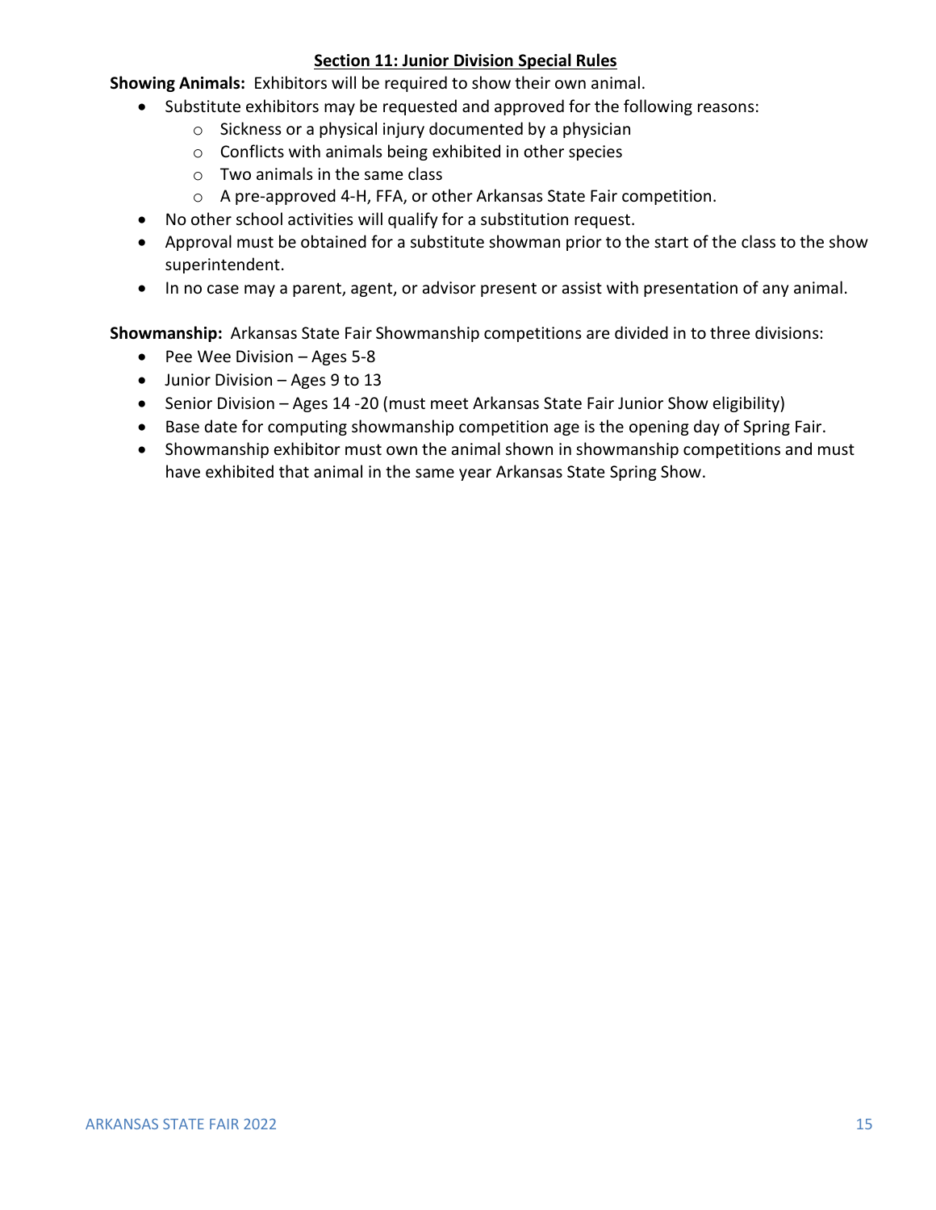## Section 11: Junior Division Special Rules

**Showing Animals:** Exhibitors will be required to show their own animal.

- Substitute exhibitors may be requested and approved for the following reasons:
  - Sickness or a physical injury documented by a physician
  - Conflicts with animals being exhibited in other species
  - Two animals in the same class
  - A pre-approved 4-H, FFA, or other Arkansas State Fair competition.
- No other school activities will qualify for a substitution request.
- Approval must be obtained for a substitute showman prior to the start of the class to the show superintendent.
- In no case may a parent, agent, or advisor present or assist with presentation of any animal.

**Showmanship:** Arkansas State Fair Showmanship competitions are divided in to three divisions:

- Pee Wee Division – Ages 5-8
- Junior Division – Ages 9 to 13
- Senior Division – Ages 14 -20 (must meet Arkansas State Fair Junior Show eligibility)
- Base date for computing showmanship competition age is the opening day of Spring Fair.
- Showmanship exhibitor must own the animal shown in showmanship competitions and must have exhibited that animal in the same year Arkansas State Spring Show.